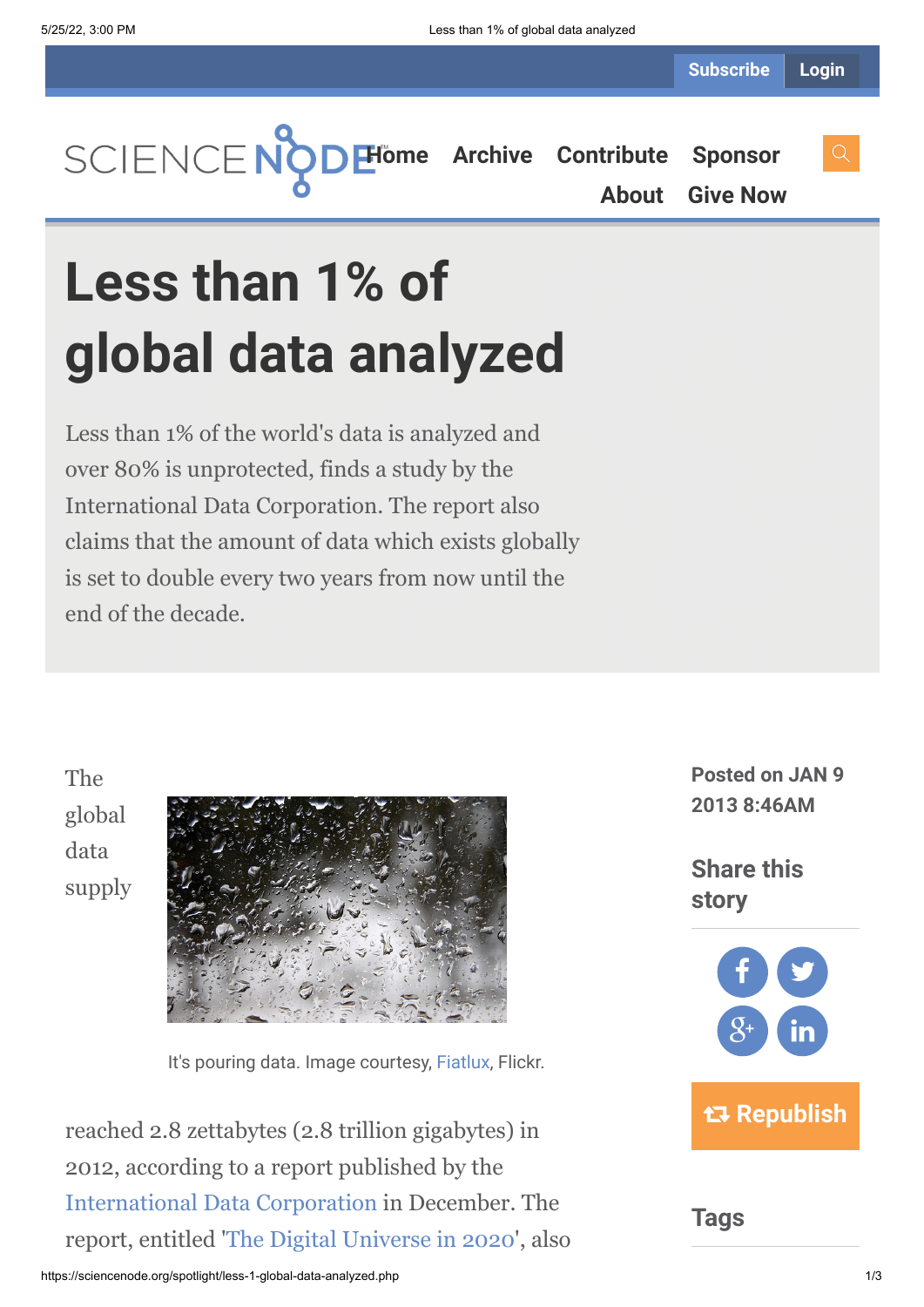Subscribe Login

Home Archive Contribute Sponsor About Give Now

# Less than 1% of global data analyzed

Less than 1% of the world's data is analyzed and over 80% is unprotected, finds a study by the International Data Corporation. The report also claims that the amount of data which exists globally is set to double every two years from now until the end of the decade.

Posted on JAN 9 2013 8:46AM

Share this story

Republish

Tags

It's pouring data. Image courtesy, Fiatlux, Flickr.

The global data supply reached 2.8 zettabytes (2.8 trillion gigabytes) in 2012, according to a report published by the International Data Corporation in December. The report, entitled 'The Digital Universe in 2020', also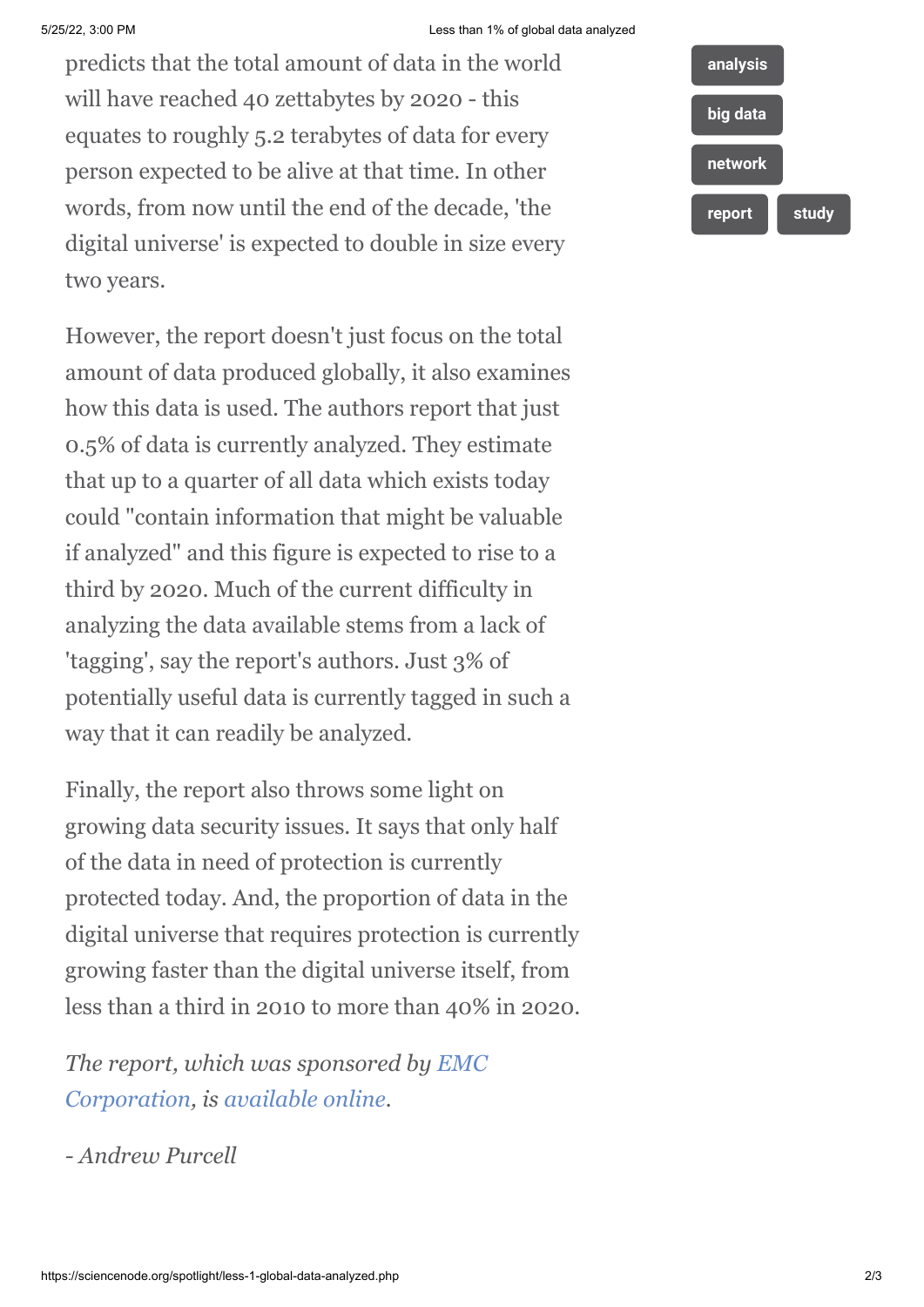predicts that the total amount of data in the world will have reached 40 zettabytes by 2020 - this equates to roughly 5.2 terabytes of data for every person expected to be alive at that time. In other words, from now until the end of the decade, 'the digital universe' is expected to double in size every two years.

However, the report doesn't just focus on the total amount of data produced globally, it also examines how this data is used. The authors report that just 0.5% of data is currently analyzed. They estimate that up to a quarter of all data which exists today could "contain information that might be valuable if analyzed" and this figure is expected to rise to a third by 2020. Much of the current difficulty in analyzing the data available stems from a lack of 'tagging', say the report's authors. Just 3% of potentially useful data is currently tagged in such a way that it can readily be analyzed.

Finally, the report also throws some light on growing data security issues. It says that only half of the data in need of protection is currently protected today. And, the proportion of data in the digital universe that requires protection is currently growing faster than the digital universe itself, from less than a third in 2010 to more than 40% in 2020.

*The report, which was sponsored by EMC Corporation, is available online.*

*- Andrew Purcell*

analysis

big data

network

report

study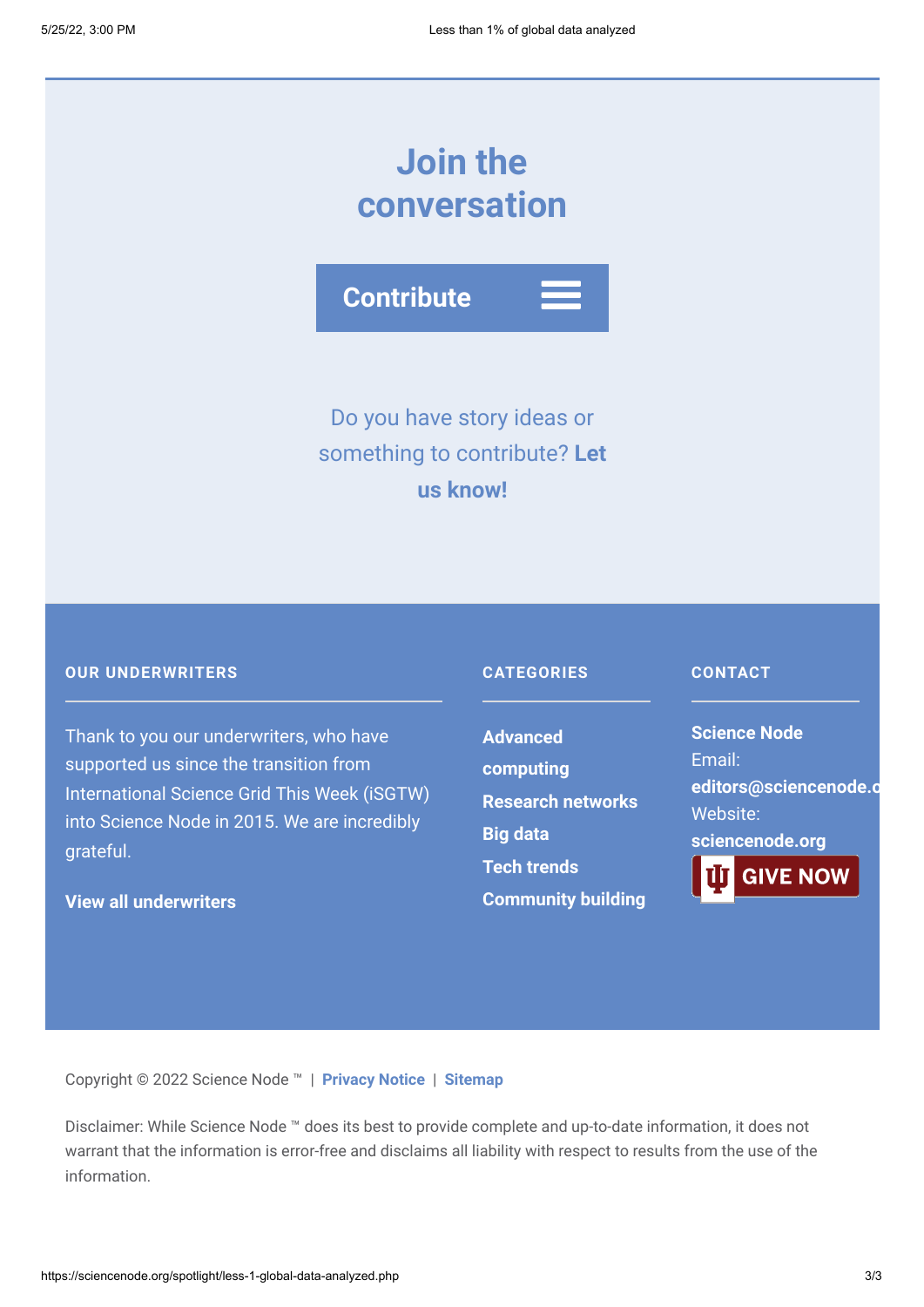## Join the conversation

**Contribute**

Do you have story ideas or something to contribute? **Let us know!**

### OUR UNDERWRITERS

Thank to you our underwriters, who have supported us since the transition from International Science Grid This Week (iSGTW) into Science Node in 2015. We are incredibly grateful.

**View all underwriters**

### CATEGORIES

**Advanced computing**

**Research networks**

**Big data**

**Tech trends**

**Community building**

### CONTACT

**Science Node**

Email:
**editors@sciencenode.o**

Website:
**sciencenode.org**

**GIVE NOW**

Copyright © 2022 Science Node ™ | **Privacy Notice** | **Sitemap**

Disclaimer: While Science Node ™ does its best to provide complete and up-to-date information, it does not warrant that the information is error-free and disclaims all liability with respect to results from the use of the information.